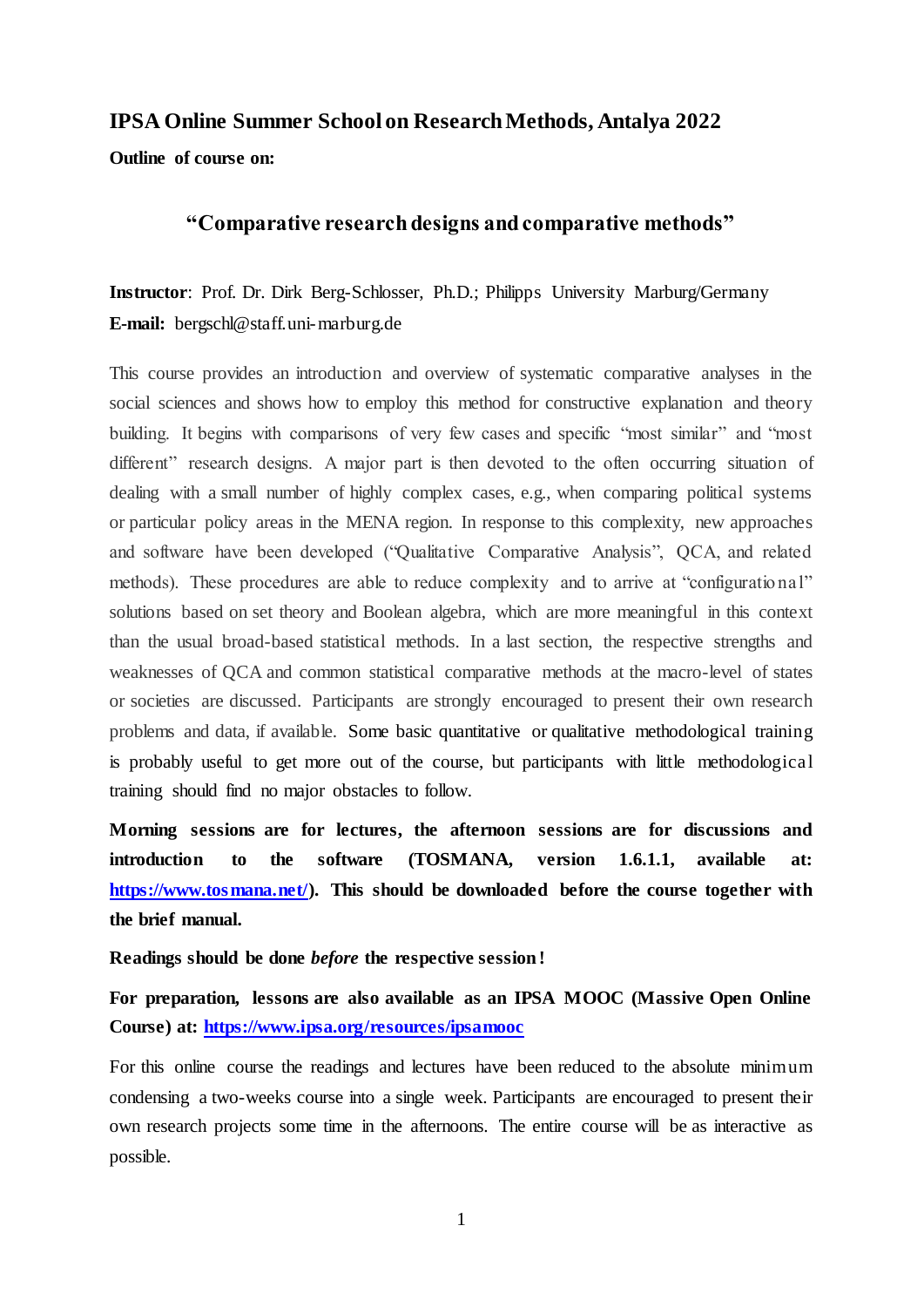# IPSA Online Summer School on Research Methods, Antalya 2022

**Outline of course on:**

## "Comparative research designs and comparative methods"

**Instructor**: Prof. Dr. Dirk Berg-Schlosser, Ph.D.; Philipps University Marburg/Germany
**E-mail:** bergschl@staff.uni-marburg.de

This course provides an introduction and overview of systematic comparative analyses in the social sciences and shows how to employ this method for constructive explanation and theory building. It begins with comparisons of very few cases and specific "most similar" and "most different" research designs. A major part is then devoted to the often occurring situation of dealing with a small number of highly complex cases, e.g., when comparing political systems or particular policy areas in the MENA region. In response to this complexity, new approaches and software have been developed ("Qualitative Comparative Analysis", QCA, and related methods). These procedures are able to reduce complexity and to arrive at "configurational" solutions based on set theory and Boolean algebra, which are more meaningful in this context than the usual broad-based statistical methods. In a last section, the respective strengths and weaknesses of QCA and common statistical comparative methods at the macro-level of states or societies are discussed. Participants are strongly encouraged to present their own research problems and data, if available. Some basic quantitative or qualitative methodological training is probably useful to get more out of the course, but participants with little methodological training should find no major obstacles to follow.

**Morning sessions are for lectures, the afternoon sessions are for discussions and introduction to the software (TOSMANA, version 1.6.1.1, available at: https://www.tosmana.net/). This should be downloaded before the course together with the brief manual.**

**Readings should be done *before* the respective session!**

**For preparation, lessons are also available as an IPSA MOOC (Massive Open Online Course) at: https://www.ipsa.org/resources/ipsamooc**

For this online course the readings and lectures have been reduced to the absolute minimum condensing a two-weeks course into a single week. Participants are encouraged to present their own research projects some time in the afternoons. The entire course will be as interactive as possible.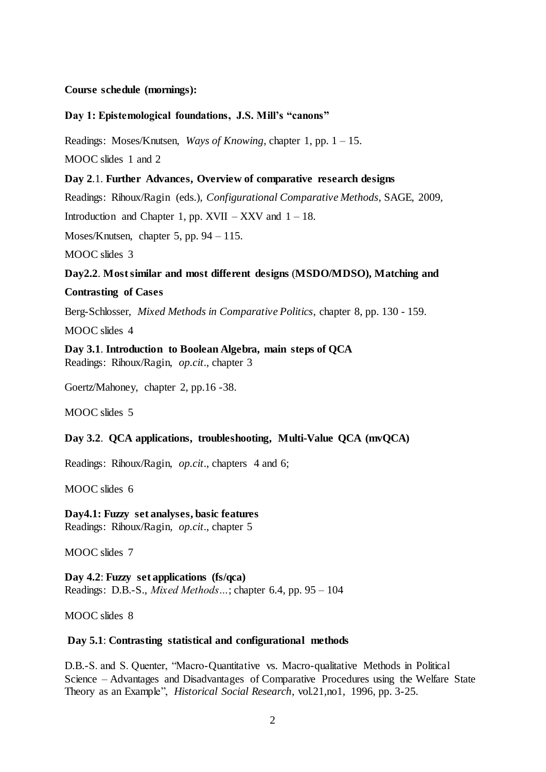**Course schedule (mornings):**

**Day 1: Epistemological foundations, J.S. Mill's "canons"**

Readings: Moses/Knutsen, *Ways of Knowing*, chapter 1, pp. 1 – 15.

MOOC slides 1 and 2

**Day 2**.1. **Further Advances, Overview of comparative research designs**

Readings: Rihoux/Ragin (eds.), *Configurational Comparative Methods*, SAGE, 2009,

Introduction and Chapter 1, pp. XVII – XXV and 1 – 18.

Moses/Knutsen, chapter 5, pp. 94 – 115.

MOOC slides 3

**Day2.2**. **Most similar and most different designs** (**MSDO/MDSO), Matching and Contrasting of Cases**

Berg-Schlosser, *Mixed Methods in Comparative Politics*, chapter 8, pp. 130 - 159.

MOOC slides 4

**Day 3.1**. **Introduction to Boolean Algebra, main steps of QCA**

Readings: Rihoux/Ragin, *op.cit*., chapter 3

Goertz/Mahoney, chapter 2, pp.16 -38.

MOOC slides 5

**Day 3.2**. **QCA applications, troubleshooting, Multi-Value QCA (mvQCA)**

Readings: Rihoux/Ragin, *op.cit*., chapters 4 and 6;

MOOC slides 6

**Day4.1: Fuzzy set analyses, basic features**

Readings: Rihoux/Ragin, *op.cit*., chapter 5

MOOC slides 7

**Day 4.2**: **Fuzzy set applications (fs/qca)**

Readings: D.B.-S., *Mixed Methods…*; chapter 6.4, pp. 95 – 104

MOOC slides 8

**Day 5.1**: **Contrasting statistical and configurational methods**

D.B.-S. and S. Quenter, "Macro-Quantitative vs. Macro-qualitative Methods in Political Science – Advantages and Disadvantages of Comparative Procedures using the Welfare State Theory as an Example", *Historical Social Research*, vol.21,no1, 1996, pp. 3-25.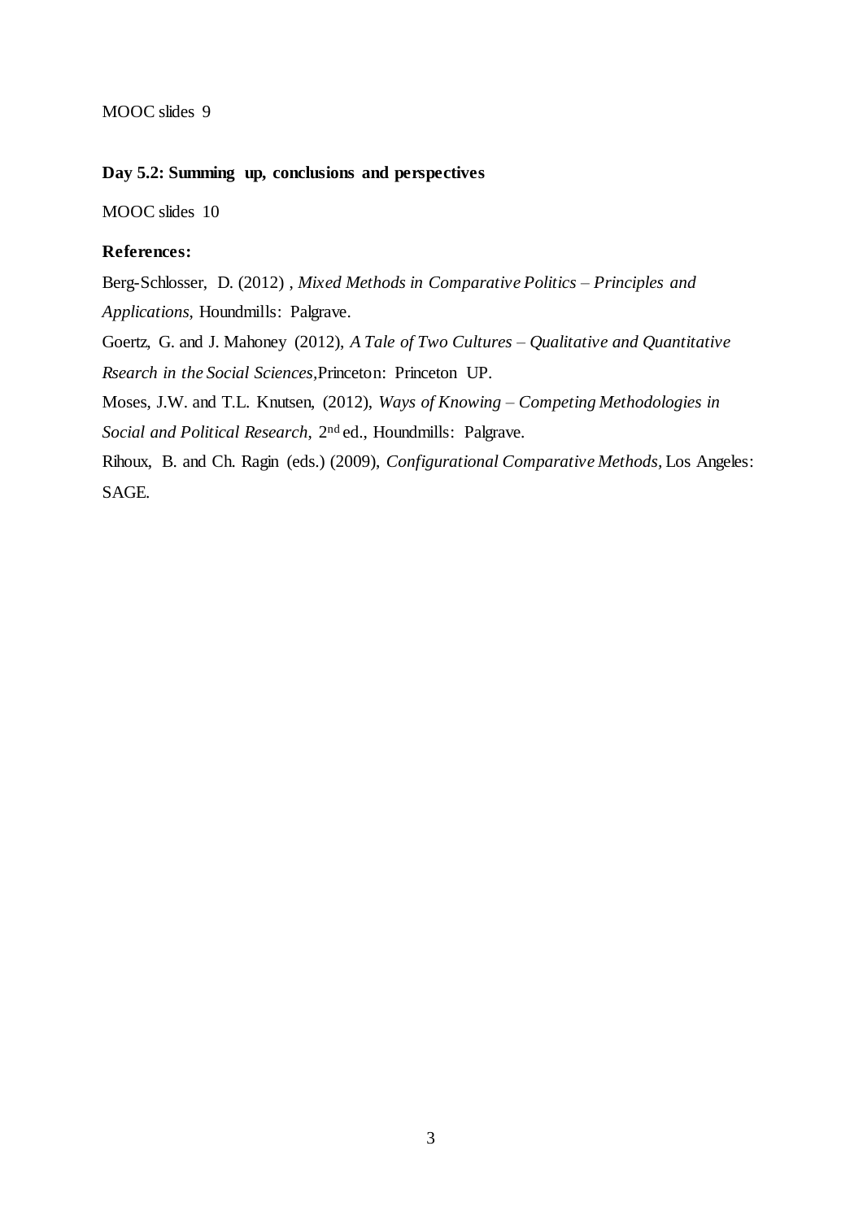MOOC slides 9

**Day 5.2: Summing up, conclusions and perspectives**

MOOC slides 10

**References:**

Berg-Schlosser, D. (2012) , *Mixed Methods in Comparative Politics – Principles and Applications*, Houndmills: Palgrave.

Goertz, G. and J. Mahoney (2012), *A Tale of Two Cultures – Qualitative and Quantitative Rsearch in the Social Sciences*,Princeton: Princeton UP.

Moses, J.W. and T.L. Knutsen, (2012), *Ways of Knowing – Competing Methodologies in Social and Political Research*, 2nd ed., Houndmills: Palgrave.

Rihoux, B. and Ch. Ragin (eds.) (2009), *Configurational Comparative Methods*, Los Angeles: SAGE.